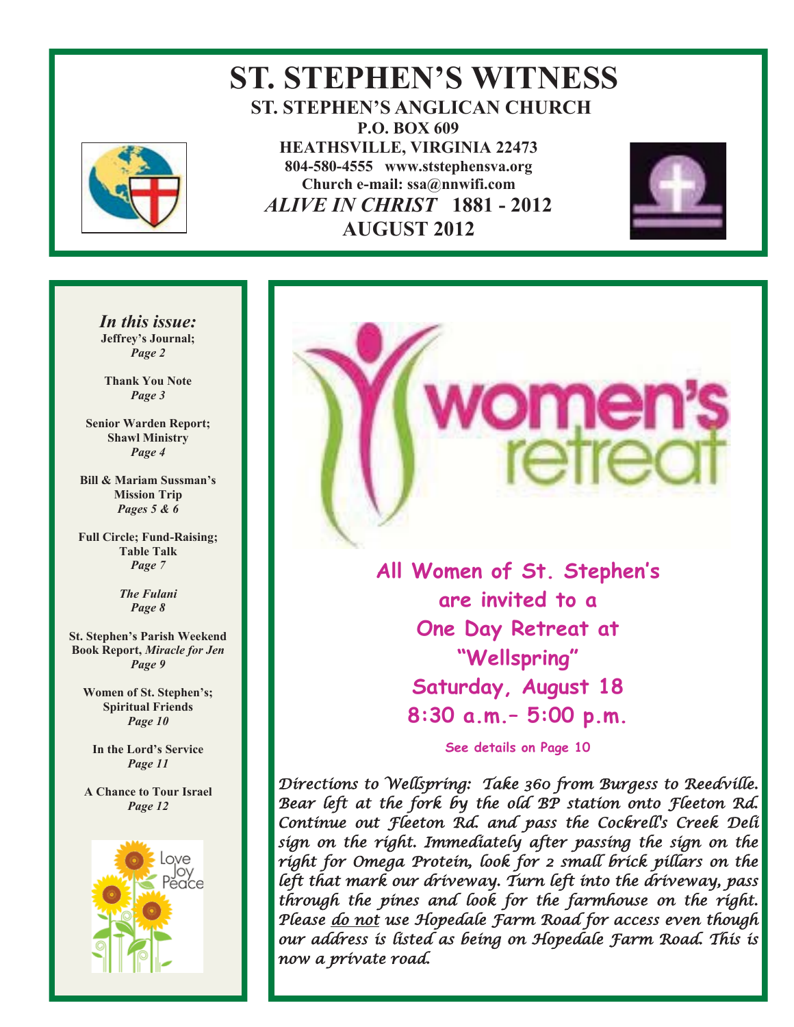# ST. STEPHEN'S WITNESS

**ST. STEPHEN'S ANGLICAN CHURCH**
**P.O. BOX 609**
**HEATHSVILLE, VIRGINIA 22473**
**804-580-4555 www.ststephensva.org**
**Church e-mail: ssa@nnwifi.com**
***ALIVE IN CHRIST* 1881 - 2012**
**AUGUST 2012**

***In this issue:***

**Jeffrey's Journal;**
*Page 2*

**Thank You Note**
*Page 3*

**Senior Warden Report; Shawl Ministry**
*Page 4*

**Bill & Mariam Sussman's Mission Trip**
*Pages 5 & 6*

**Full Circle; Fund-Raising; Table Talk**
*Page 7*

***The Fulani***
*Page 8*

**St. Stephen's Parish Weekend**
**Book Report, *Miracle for Jen***
*Page 9*

**Women of St. Stephen's; Spiritual Friends**
*Page 10*

**In the Lord's Service**
*Page 11*

**A Chance to Tour Israel**
*Page 12*

Love
Joy
Peace

## women's retreat

**All Women of St. Stephen's are invited to a One Day Retreat at "Wellspring"**
**Saturday, August 18**
**8:30 a.m.– 5:00 p.m.**

**See details on Page 10**

*Directions to Wellspring: Take 360 from Burgess to Reedville. Bear left at the fork by the old BP station onto Fleeton Rd. Continue out Fleeton Rd. and pass the Cockrell's Creek Deli sign on the right. Immediately after passing the sign on the right for Omega Protein, look for 2 small brick pillars on the left that mark our driveway. Turn left into the driveway, pass through the pines and look for the farmhouse on the right. Please do not use Hopedale Farm Road for access even though our address is listed as being on Hopedale Farm Road. This is now a private road.*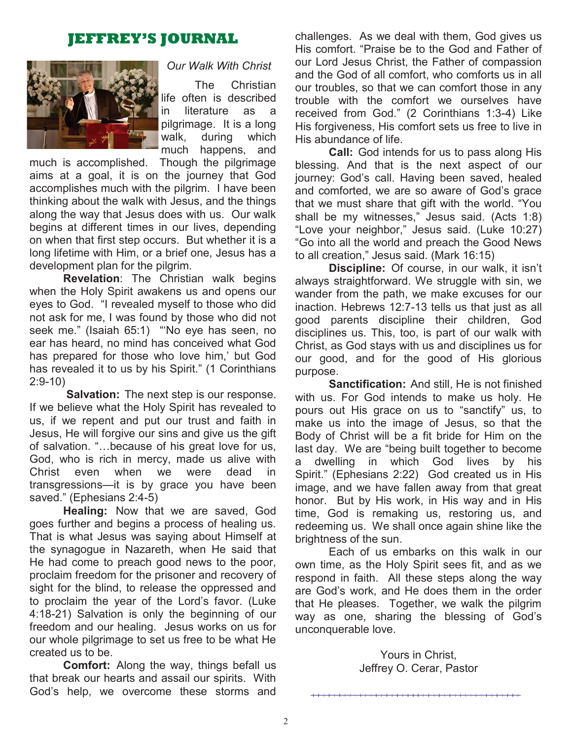## JEFFREY'S JOURNAL

*Our Walk With Christ*

The Christian life often is described in literature as a pilgrimage. It is a long walk, during which much happens, and much is accomplished. Though the pilgrimage aims at a goal, it is on the journey that God accomplishes much with the pilgrim. I have been thinking about the walk with Jesus, and the things along the way that Jesus does with us. Our walk begins at different times in our lives, depending on when that first step occurs. But whether it is a long lifetime with Him, or a brief one, Jesus has a development plan for the pilgrim.

**Revelation**: The Christian walk begins when the Holy Spirit awakens us and opens our eyes to God. "I revealed myself to those who did not ask for me, I was found by those who did not seek me." (Isaiah 65:1) "'No eye has seen, no ear has heard, no mind has conceived what God has prepared for those who love him,' but God has revealed it to us by his Spirit." (1 Corinthians 2:9-10)

**Salvation:** The next step is our response. If we believe what the Holy Spirit has revealed to us, if we repent and put our trust and faith in Jesus, He will forgive our sins and give us the gift of salvation. "…because of his great love for us, God, who is rich in mercy, made us alive with Christ even when we were dead in transgressions—it is by grace you have been saved." (Ephesians 2:4-5)

**Healing:** Now that we are saved, God goes further and begins a process of healing us. That is what Jesus was saying about Himself at the synagogue in Nazareth, when He said that He had come to preach good news to the poor, proclaim freedom for the prisoner and recovery of sight for the blind, to release the oppressed and to proclaim the year of the Lord's favor. (Luke 4:18-21) Salvation is only the beginning of our freedom and our healing. Jesus works on us for our whole pilgrimage to set us free to be what He created us to be.

**Comfort:** Along the way, things befall us that break our hearts and assail our spirits. With God's help, we overcome these storms and challenges. As we deal with them, God gives us His comfort. "Praise be to the God and Father of our Lord Jesus Christ, the Father of compassion and the God of all comfort, who comforts us in all our troubles, so that we can comfort those in any trouble with the comfort we ourselves have received from God." (2 Corinthians 1:3-4) Like His forgiveness, His comfort sets us free to live in His abundance of life.

**Call:** God intends for us to pass along His blessing. And that is the next aspect of our journey: God's call. Having been saved, healed and comforted, we are so aware of God's grace that we must share that gift with the world. "You shall be my witnesses," Jesus said. (Acts 1:8) "Love your neighbor," Jesus said. (Luke 10:27) "Go into all the world and preach the Good News to all creation," Jesus said. (Mark 16:15)

**Discipline:** Of course, in our walk, it isn't always straightforward. We struggle with sin, we wander from the path, we make excuses for our inaction. Hebrews 12:7-13 tells us that just as all good parents discipline their children, God disciplines us. This, too, is part of our walk with Christ, as God stays with us and disciplines us for our good, and for the good of His glorious purpose.

**Sanctification:** And still, He is not finished with us. For God intends to make us holy. He pours out His grace on us to "sanctify" us, to make us into the image of Jesus, so that the Body of Christ will be a fit bride for Him on the last day. We are "being built together to become a dwelling in which God lives by his Spirit." (Ephesians 2:22) God created us in His image, and we have fallen away from that great honor. But by His work, in His way and in His time, God is remaking us, restoring us, and redeeming us. We shall once again shine like the brightness of the sun.

Each of us embarks on this walk in our own time, as the Holy Spirit sees fit, and as we respond in faith. All these steps along the way are God's work, and He does them in the order that He pleases. Together, we walk the pilgrim way as one, sharing the blessing of God's unconquerable love.

Yours in Christ,
Jeffrey O. Cerar, Pastor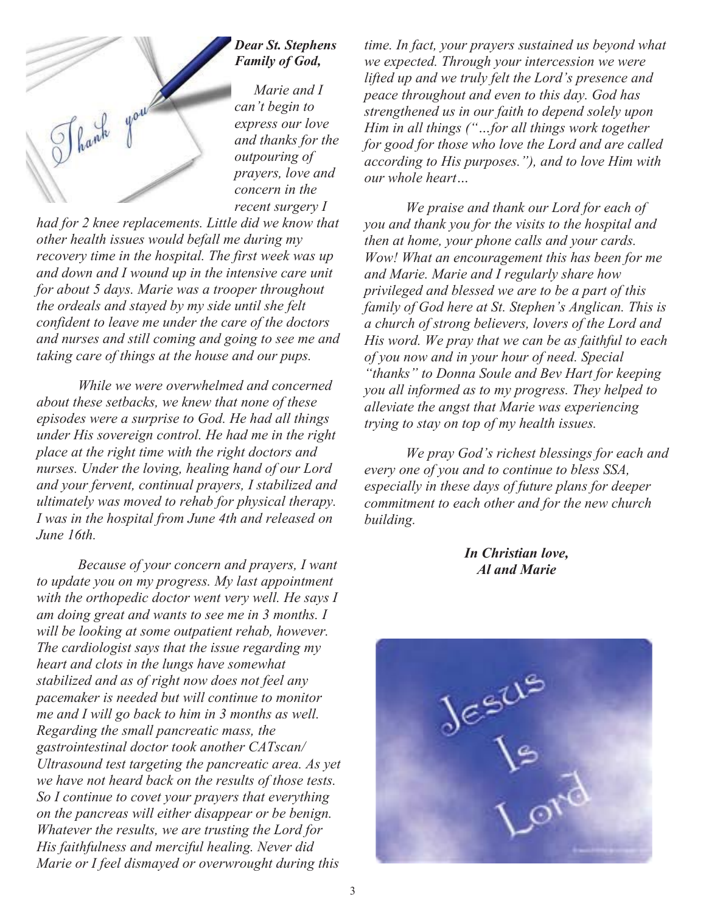***Dear St. Stephens Family of God,***

*Marie and I can't begin to express our love and thanks for the outpouring of prayers, love and concern in the recent surgery I had for 2 knee replacements. Little did we know that other health issues would befall me during my recovery time in the hospital. The first week was up and down and I wound up in the intensive care unit for about 5 days. Marie was a trooper throughout the ordeals and stayed by my side until she felt confident to leave me under the care of the doctors and nurses and still coming and going to see me and taking care of things at the house and our pups.*

*While we were overwhelmed and concerned about these setbacks, we knew that none of these episodes were a surprise to God. He had all things under His sovereign control. He had me in the right place at the right time with the right doctors and nurses. Under the loving, healing hand of our Lord and your fervent, continual prayers, I stabilized and ultimately was moved to rehab for physical therapy. I was in the hospital from June 4th and released on June 16th.*

*Because of your concern and prayers, I want to update you on my progress. My last appointment with the orthopedic doctor went very well. He says I am doing great and wants to see me in 3 months. I will be looking at some outpatient rehab, however. The cardiologist says that the issue regarding my heart and clots in the lungs have somewhat stabilized and as of right now does not feel any pacemaker is needed but will continue to monitor me and I will go back to him in 3 months as well. Regarding the small pancreatic mass, the gastrointestinal doctor took another CATscan/ Ultrasound test targeting the pancreatic area. As yet we have not heard back on the results of those tests. So I continue to covet your prayers that everything on the pancreas will either disappear or be benign. Whatever the results, we are trusting the Lord for His faithfulness and merciful healing. Never did Marie or I feel dismayed or overwrought during this time. In fact, your prayers sustained us beyond what we expected. Through your intercession we were lifted up and we truly felt the Lord's presence and peace throughout and even to this day. God has strengthened us in our faith to depend solely upon Him in all things ("…for all things work together for good for those who love the Lord and are called according to His purposes."), and to love Him with our whole heart…*

*We praise and thank our Lord for each of you and thank you for the visits to the hospital and then at home, your phone calls and your cards. Wow! What an encouragement this has been for me and Marie. Marie and I regularly share how privileged and blessed we are to be a part of this family of God here at St. Stephen's Anglican. This is a church of strong believers, lovers of the Lord and His word. We pray that we can be as faithful to each of you now and in your hour of need. Special "thanks" to Donna Soule and Bev Hart for keeping you all informed as to my progress. They helped to alleviate the angst that Marie was experiencing trying to stay on top of my health issues.*

*We pray God's richest blessings for each and every one of you and to continue to bless SSA, especially in these days of future plans for deeper commitment to each other and for the new church building.*

***In Christian love,***
***Al and Marie***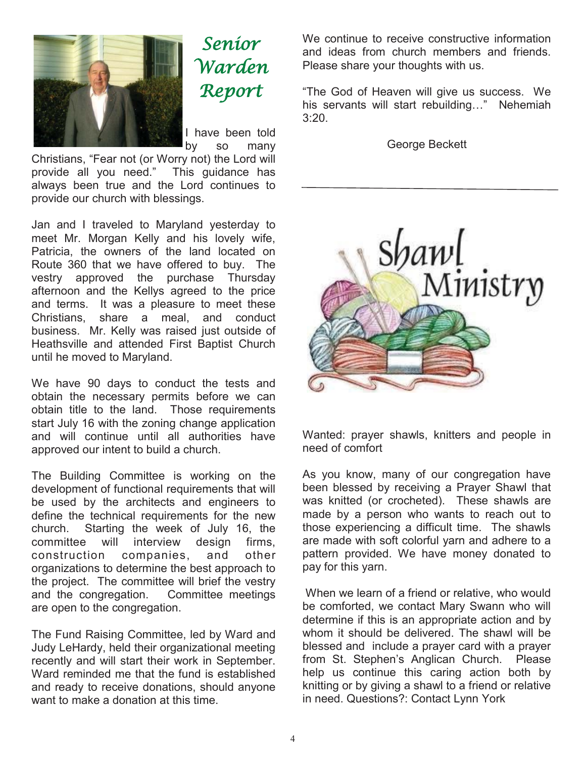# Senior Warden Report

I have been told by so many Christians, “Fear not (or Worry not) the Lord will provide all you need.” This guidance has always been true and the Lord continues to provide our church with blessings.

Jan and I traveled to Maryland yesterday to meet Mr. Morgan Kelly and his lovely wife, Patricia, the owners of the land located on Route 360 that we have offered to buy. The vestry approved the purchase Thursday afternoon and the Kellys agreed to the price and terms. It was a pleasure to meet these Christians, share a meal, and conduct business. Mr. Kelly was raised just outside of Heathsville and attended First Baptist Church until he moved to Maryland.

We have 90 days to conduct the tests and obtain the necessary permits before we can obtain title to the land. Those requirements start July 16 with the zoning change application and will continue until all authorities have approved our intent to build a church.

The Building Committee is working on the development of functional requirements that will be used by the architects and engineers to define the technical requirements for the new church. Starting the week of July 16, the committee will interview design firms, construction companies, and other organizations to determine the best approach to the project. The committee will brief the vestry and the congregation. Committee meetings are open to the congregation.

The Fund Raising Committee, led by Ward and Judy LeHardy, held their organizational meeting recently and will start their work in September. Ward reminded me that the fund is established and ready to receive donations, should anyone want to make a donation at this time.

We continue to receive constructive information and ideas from church members and friends. Please share your thoughts with us.

“The God of Heaven will give us success. We his servants will start rebuilding…” Nehemiah 3:20.

George Beckett

---

# Shawl Ministry

Wanted: prayer shawls, knitters and people in need of comfort

As you know, many of our congregation have been blessed by receiving a Prayer Shawl that was knitted (or crocheted). These shawls are made by a person who wants to reach out to those experiencing a difficult time. The shawls are made with soft colorful yarn and adhere to a pattern provided. We have money donated to pay for this yarn.

When we learn of a friend or relative, who would be comforted, we contact Mary Swann who will determine if this is an appropriate action and by whom it should be delivered. The shawl will be blessed and include a prayer card with a prayer from St. Stephen’s Anglican Church. Please help us continue this caring action both by knitting or by giving a shawl to a friend or relative in need. Questions?: Contact Lynn York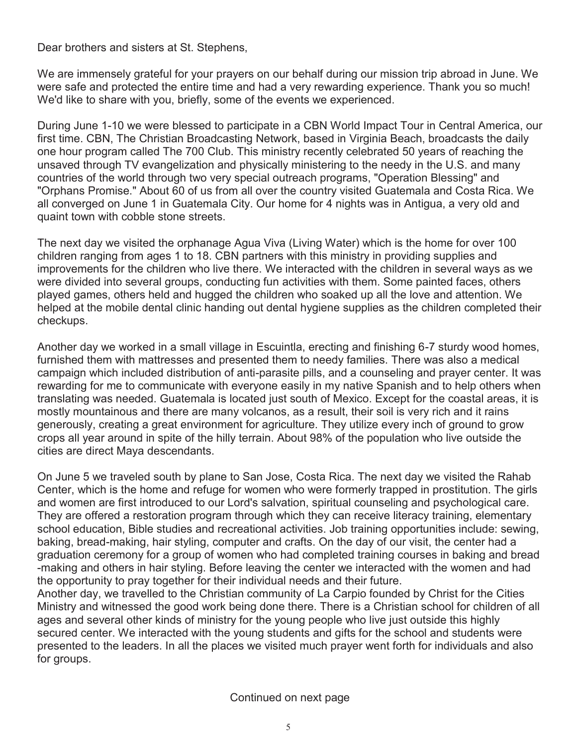Dear brothers and sisters at St. Stephens,

We are immensely grateful for your prayers on our behalf during our mission trip abroad in June. We were safe and protected the entire time and had a very rewarding experience. Thank you so much! We'd like to share with you, briefly, some of the events we experienced.

During June 1-10 we were blessed to participate in a CBN World Impact Tour in Central America, our first time. CBN, The Christian Broadcasting Network, based in Virginia Beach, broadcasts the daily one hour program called The 700 Club. This ministry recently celebrated 50 years of reaching the unsaved through TV evangelization and physically ministering to the needy in the U.S. and many countries of the world through two very special outreach programs, "Operation Blessing" and "Orphans Promise." About 60 of us from all over the country visited Guatemala and Costa Rica. We all converged on June 1 in Guatemala City. Our home for 4 nights was in Antigua, a very old and quaint town with cobble stone streets.

The next day we visited the orphanage Agua Viva (Living Water) which is the home for over 100 children ranging from ages 1 to 18. CBN partners with this ministry in providing supplies and improvements for the children who live there. We interacted with the children in several ways as we were divided into several groups, conducting fun activities with them. Some painted faces, others played games, others held and hugged the children who soaked up all the love and attention. We helped at the mobile dental clinic handing out dental hygiene supplies as the children completed their checkups.

Another day we worked in a small village in Escuintla, erecting and finishing 6-7 sturdy wood homes, furnished them with mattresses and presented them to needy families. There was also a medical campaign which included distribution of anti-parasite pills, and a counseling and prayer center. It was rewarding for me to communicate with everyone easily in my native Spanish and to help others when translating was needed. Guatemala is located just south of Mexico. Except for the coastal areas, it is mostly mountainous and there are many volcanos, as a result, their soil is very rich and it rains generously, creating a great environment for agriculture. They utilize every inch of ground to grow crops all year around in spite of the hilly terrain. About 98% of the population who live outside the cities are direct Maya descendants.

On June 5 we traveled south by plane to San Jose, Costa Rica. The next day we visited the Rahab Center, which is the home and refuge for women who were formerly trapped in prostitution. The girls and women are first introduced to our Lord's salvation, spiritual counseling and psychological care. They are offered a restoration program through which they can receive literacy training, elementary school education, Bible studies and recreational activities. Job training opportunities include: sewing, baking, bread-making, hair styling, computer and crafts. On the day of our visit, the center had a graduation ceremony for a group of women who had completed training courses in baking and bread -making and others in hair styling. Before leaving the center we interacted with the women and had the opportunity to pray together for their individual needs and their future.

Another day, we travelled to the Christian community of La Carpio founded by Christ for the Cities Ministry and witnessed the good work being done there. There is a Christian school for children of all ages and several other kinds of ministry for the young people who live just outside this highly secured center. We interacted with the young students and gifts for the school and students were presented to the leaders. In all the places we visited much prayer went forth for individuals and also for groups.

Continued on next page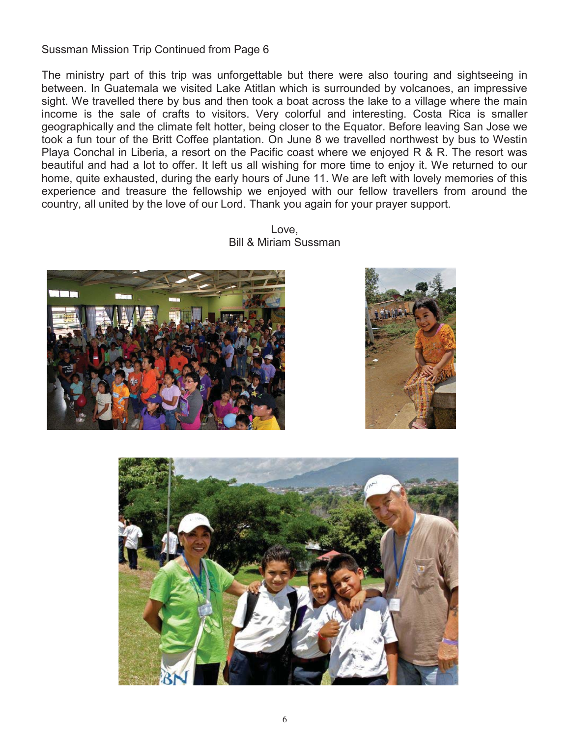Sussman Mission Trip Continued from Page 6

The ministry part of this trip was unforgettable but there were also touring and sightseeing in between. In Guatemala we visited Lake Atitlan which is surrounded by volcanoes, an impressive sight. We travelled there by bus and then took a boat across the lake to a village where the main income is the sale of crafts to visitors. Very colorful and interesting. Costa Rica is smaller geographically and the climate felt hotter, being closer to the Equator. Before leaving San Jose we took a fun tour of the Britt Coffee plantation. On June 8 we travelled northwest by bus to Westin Playa Conchal in Liberia, a resort on the Pacific coast where we enjoyed R & R. The resort was beautiful and had a lot to offer. It left us all wishing for more time to enjoy it. We returned to our home, quite exhausted, during the early hours of June 11. We are left with lovely memories of this experience and treasure the fellowship we enjoyed with our fellow travellers from around the country, all united by the love of our Lord. Thank you again for your prayer support.

Love,
Bill & Miriam Sussman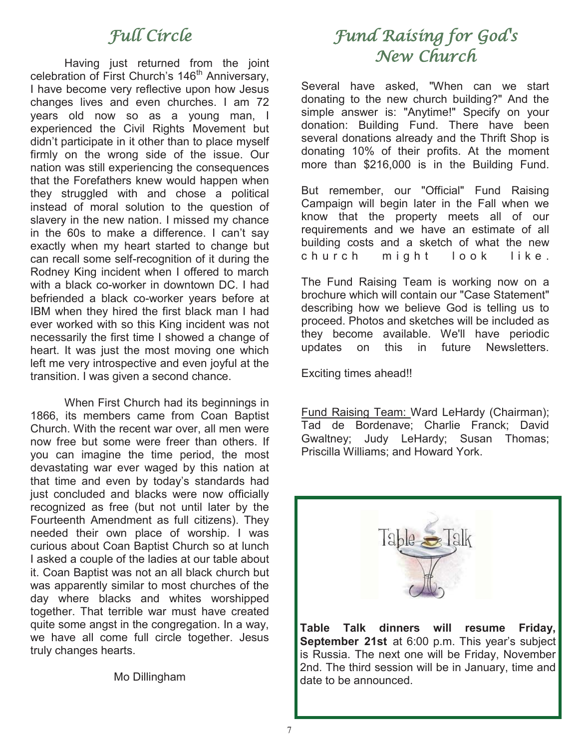# Full Circle

Having just returned from the joint celebration of First Church's 146th Anniversary, I have become very reflective upon how Jesus changes lives and even churches. I am 72 years old now so as a young man, I experienced the Civil Rights Movement but didn't participate in it other than to place myself firmly on the wrong side of the issue. Our nation was still experiencing the consequences that the Forefathers knew would happen when they struggled with and chose a political instead of moral solution to the question of slavery in the new nation. I missed my chance in the 60s to make a difference. I can't say exactly when my heart started to change but can recall some self-recognition of it during the Rodney King incident when I offered to march with a black co-worker in downtown DC. I had befriended a black co-worker years before at IBM when they hired the first black man I had ever worked with so this King incident was not necessarily the first time I showed a change of heart. It was just the most moving one which left me very introspective and even joyful at the transition. I was given a second chance.

When First Church had its beginnings in 1866, its members came from Coan Baptist Church. With the recent war over, all men were now free but some were freer than others. If you can imagine the time period, the most devastating war ever waged by this nation at that time and even by today's standards had just concluded and blacks were now officially recognized as free (but not until later by the Fourteenth Amendment as full citizens). They needed their own place of worship. I was curious about Coan Baptist Church so at lunch I asked a couple of the ladies at our table about it. Coan Baptist was not an all black church but was apparently similar to most churches of the day where blacks and whites worshipped together. That terrible war must have created quite some angst in the congregation. In a way, we have all come full circle together. Jesus truly changes hearts.

Mo Dillingham

# Fund Raising for God's New Church

Several have asked, "When can we start donating to the new church building?" And the simple answer is: "Anytime!" Specify on your donation: Building Fund. There have been several donations already and the Thrift Shop is donating 10% of their profits. At the moment more than $216,000 is in the Building Fund.

But remember, our "Official" Fund Raising Campaign will begin later in the Fall when we know that the property meets all of our requirements and we have an estimate of all building costs and a sketch of what the new church might look like.

The Fund Raising Team is working now on a brochure which will contain our "Case Statement" describing how we believe God is telling us to proceed. Photos and sketches will be included as they become available. We'll have periodic updates on this in future Newsletters.

Exciting times ahead!!

Fund Raising Team: Ward LeHardy (Chairman); Tad de Bordenave; Charlie Franck; David Gwaltney; Judy LeHardy; Susan Thomas; Priscilla Williams; and Howard York.

Table Talk

**Table Talk dinners will resume Friday, September 21st** at 6:00 p.m. This year's subject is Russia. The next one will be Friday, November 2nd. The third session will be in January, time and date to be announced.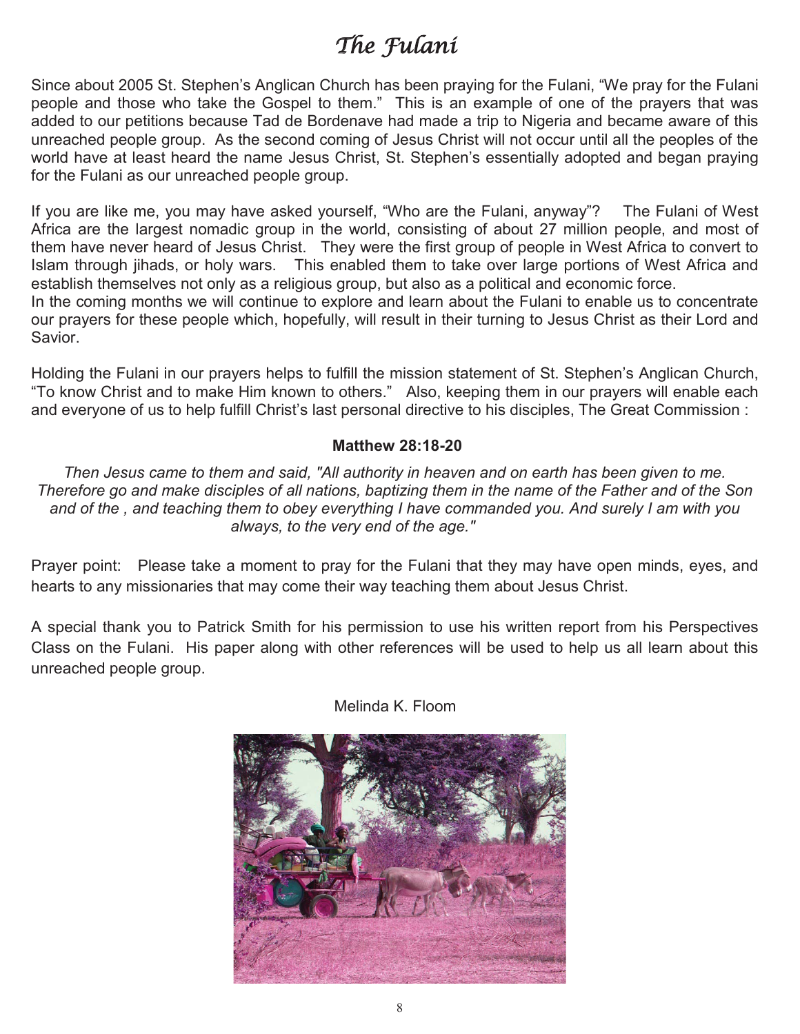# The Fulani

Since about 2005 St. Stephen's Anglican Church has been praying for the Fulani, "We pray for the Fulani people and those who take the Gospel to them." This is an example of one of the prayers that was added to our petitions because Tad de Bordenave had made a trip to Nigeria and became aware of this unreached people group. As the second coming of Jesus Christ will not occur until all the peoples of the world have at least heard the name Jesus Christ, St. Stephen's essentially adopted and began praying for the Fulani as our unreached people group.

If you are like me, you may have asked yourself, "Who are the Fulani, anyway"? The Fulani of West Africa are the largest nomadic group in the world, consisting of about 27 million people, and most of them have never heard of Jesus Christ. They were the first group of people in West Africa to convert to Islam through jihads, or holy wars. This enabled them to take over large portions of West Africa and establish themselves not only as a religious group, but also as a political and economic force.
In the coming months we will continue to explore and learn about the Fulani to enable us to concentrate our prayers for these people which, hopefully, will result in their turning to Jesus Christ as their Lord and Savior.

Holding the Fulani in our prayers helps to fulfill the mission statement of St. Stephen's Anglican Church, "To know Christ and to make Him known to others." Also, keeping them in our prayers will enable each and everyone of us to help fulfill Christ's last personal directive to his disciples, The Great Commission :

**Matthew 28:18-20**

*Then Jesus came to them and said, "All authority in heaven and on earth has been given to me. Therefore go and make disciples of all nations, baptizing them in the name of the Father and of the Son and of the , and teaching them to obey everything I have commanded you. And surely I am with you always, to the very end of the age."*

Prayer point: Please take a moment to pray for the Fulani that they may have open minds, eyes, and hearts to any missionaries that may come their way teaching them about Jesus Christ.

A special thank you to Patrick Smith for his permission to use his written report from his Perspectives Class on the Fulani. His paper along with other references will be used to help us all learn about this unreached people group.

Melinda K. Floom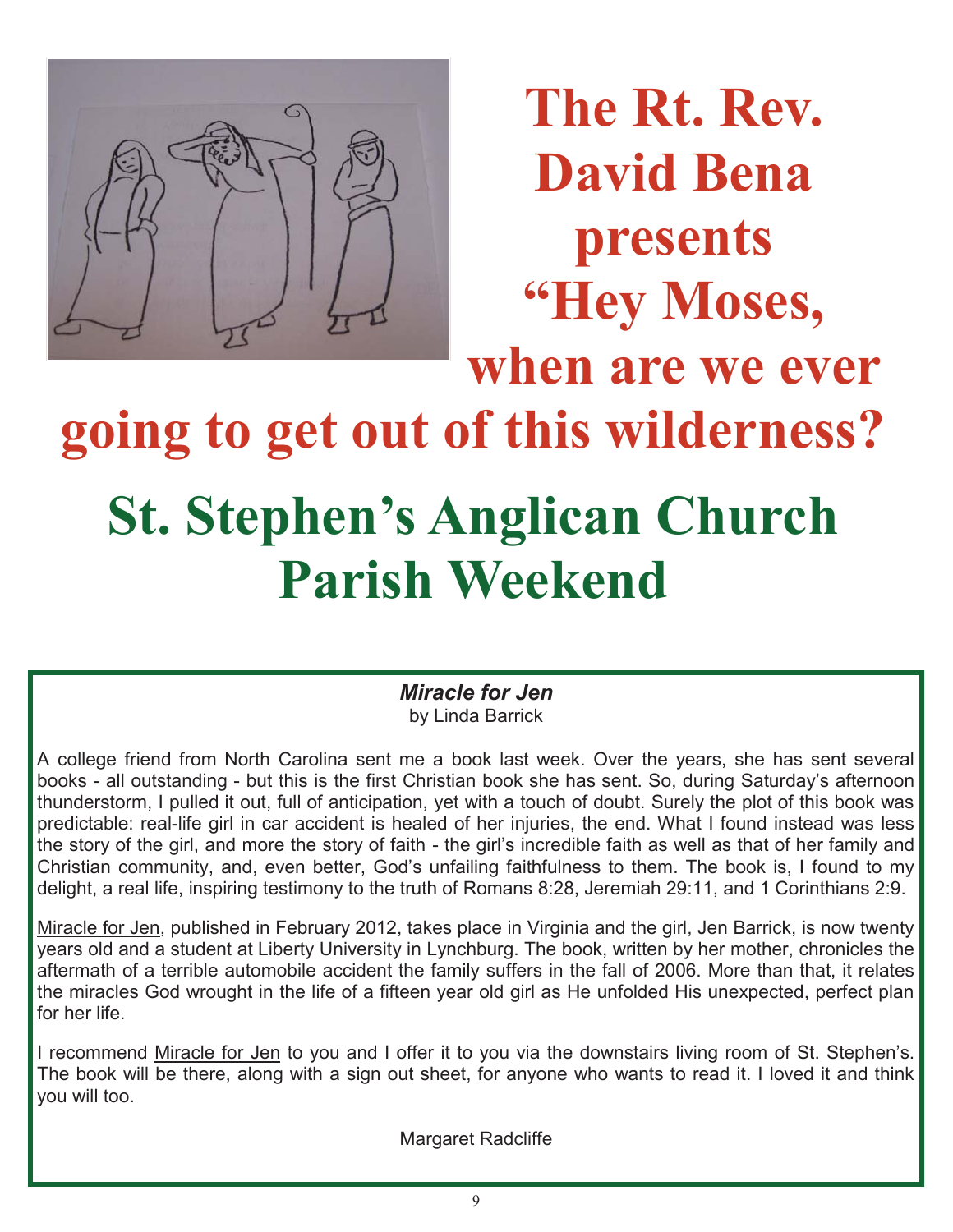# The Rt. Rev. David Bena presents "Hey Moses, when are we ever going to get out of this wilderness?

# St. Stephen's Anglican Church Parish Weekend

***Miracle for Jen***
by Linda Barrick

A college friend from North Carolina sent me a book last week. Over the years, she has sent several books - all outstanding - but this is the first Christian book she has sent. So, during Saturday's afternoon thunderstorm, I pulled it out, full of anticipation, yet with a touch of doubt. Surely the plot of this book was predictable: real-life girl in car accident is healed of her injuries, the end. What I found instead was less the story of the girl, and more the story of faith - the girl's incredible faith as well as that of her family and Christian community, and, even better, God's unfailing faithfulness to them. The book is, I found to my delight, a real life, inspiring testimony to the truth of Romans 8:28, Jeremiah 29:11, and 1 Corinthians 2:9.

Miracle for Jen, published in February 2012, takes place in Virginia and the girl, Jen Barrick, is now twenty years old and a student at Liberty University in Lynchburg. The book, written by her mother, chronicles the aftermath of a terrible automobile accident the family suffers in the fall of 2006. More than that, it relates the miracles God wrought in the life of a fifteen year old girl as He unfolded His unexpected, perfect plan for her life.

I recommend Miracle for Jen to you and I offer it to you via the downstairs living room of St. Stephen's. The book will be there, along with a sign out sheet, for anyone who wants to read it. I loved it and think you will too.

Margaret Radcliffe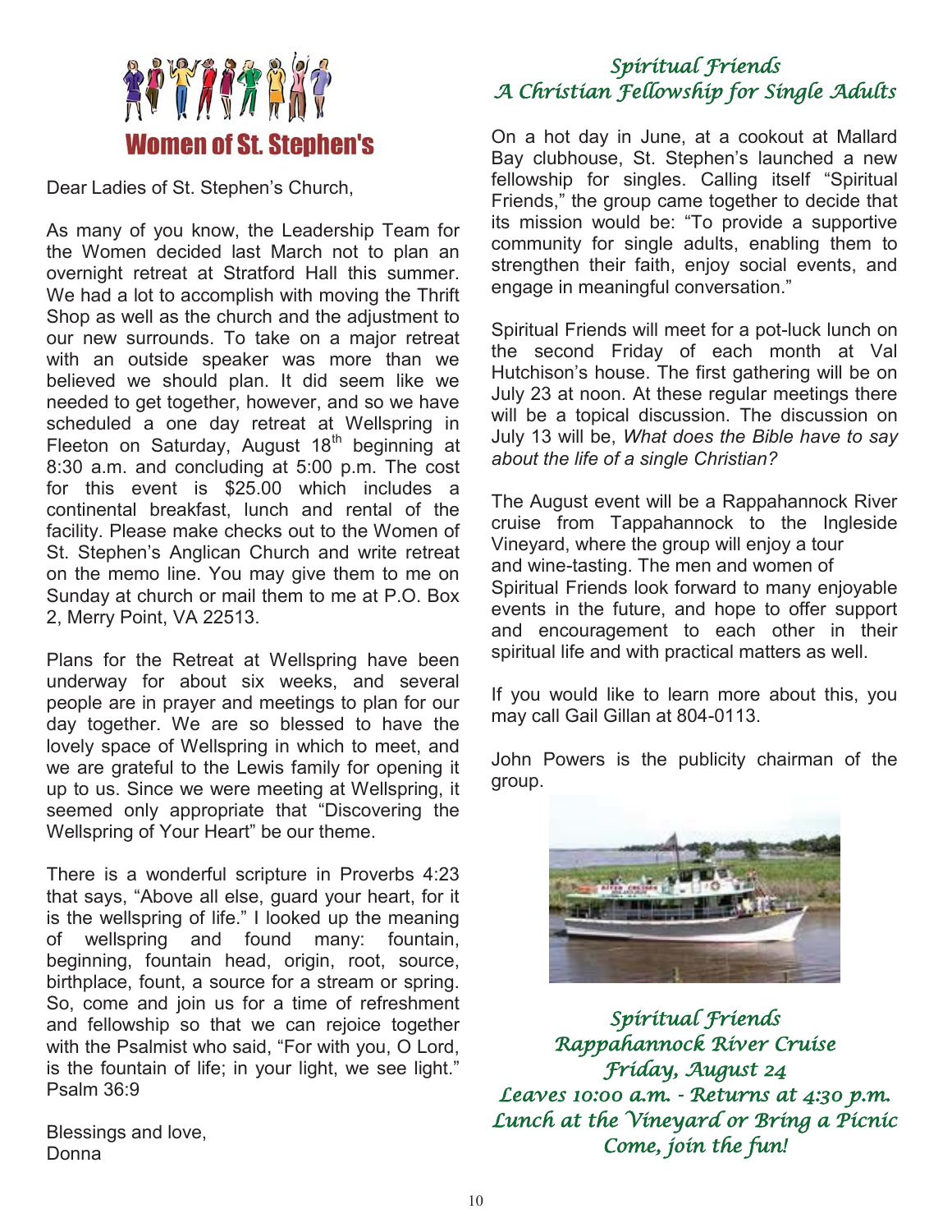# Women of St. Stephen's

Dear Ladies of St. Stephen's Church,

As many of you know, the Leadership Team for the Women decided last March not to plan an overnight retreat at Stratford Hall this summer. We had a lot to accomplish with moving the Thrift Shop as well as the church and the adjustment to our new surrounds. To take on a major retreat with an outside speaker was more than we believed we should plan. It did seem like we needed to get together, however, and so we have scheduled a one day retreat at Wellspring in Fleeton on Saturday, August 18th beginning at 8:30 a.m. and concluding at 5:00 p.m. The cost for this event is $25.00 which includes a continental breakfast, lunch and rental of the facility. Please make checks out to the Women of St. Stephen's Anglican Church and write retreat on the memo line. You may give them to me on Sunday at church or mail them to me at P.O. Box 2, Merry Point, VA 22513.

Plans for the Retreat at Wellspring have been underway for about six weeks, and several people are in prayer and meetings to plan for our day together. We are so blessed to have the lovely space of Wellspring in which to meet, and we are grateful to the Lewis family for opening it up to us. Since we were meeting at Wellspring, it seemed only appropriate that "Discovering the Wellspring of Your Heart" be our theme.

There is a wonderful scripture in Proverbs 4:23 that says, "Above all else, guard your heart, for it is the wellspring of life." I looked up the meaning of wellspring and found many: fountain, beginning, fountain head, origin, root, source, birthplace, fount, a source for a stream or spring. So, come and join us for a time of refreshment and fellowship so that we can rejoice together with the Psalmist who said, "For with you, O Lord, is the fountain of life; in your light, we see light." Psalm 36:9

Blessings and love,
Donna

## *Spiritual Friends*
## *A Christian Fellowship for Single Adults*

On a hot day in June, at a cookout at Mallard Bay clubhouse, St. Stephen's launched a new fellowship for singles. Calling itself "Spiritual Friends," the group came together to decide that its mission would be: "To provide a supportive community for single adults, enabling them to strengthen their faith, enjoy social events, and engage in meaningful conversation."

Spiritual Friends will meet for a pot-luck lunch on the second Friday of each month at Val Hutchison's house. The first gathering will be on July 23 at noon. At these regular meetings there will be a topical discussion. The discussion on July 13 will be, *What does the Bible have to say about the life of a single Christian?*

The August event will be a Rappahannock River cruise from Tappahannock to the Ingleside Vineyard, where the group will enjoy a tour and wine-tasting. The men and women of Spiritual Friends look forward to many enjoyable events in the future, and hope to offer support and encouragement to each other in their spiritual life and with practical matters as well.

If you would like to learn more about this, you may call Gail Gillan at 804-0113.

John Powers is the publicity chairman of the group.

*Spiritual Friends*
*Rappahannock River Cruise*
*Friday, August 24*
*Leaves 10:00 a.m. - Returns at 4:30 p.m.*
*Lunch at the Vineyard or Bring a Picnic*
*Come, join the fun!*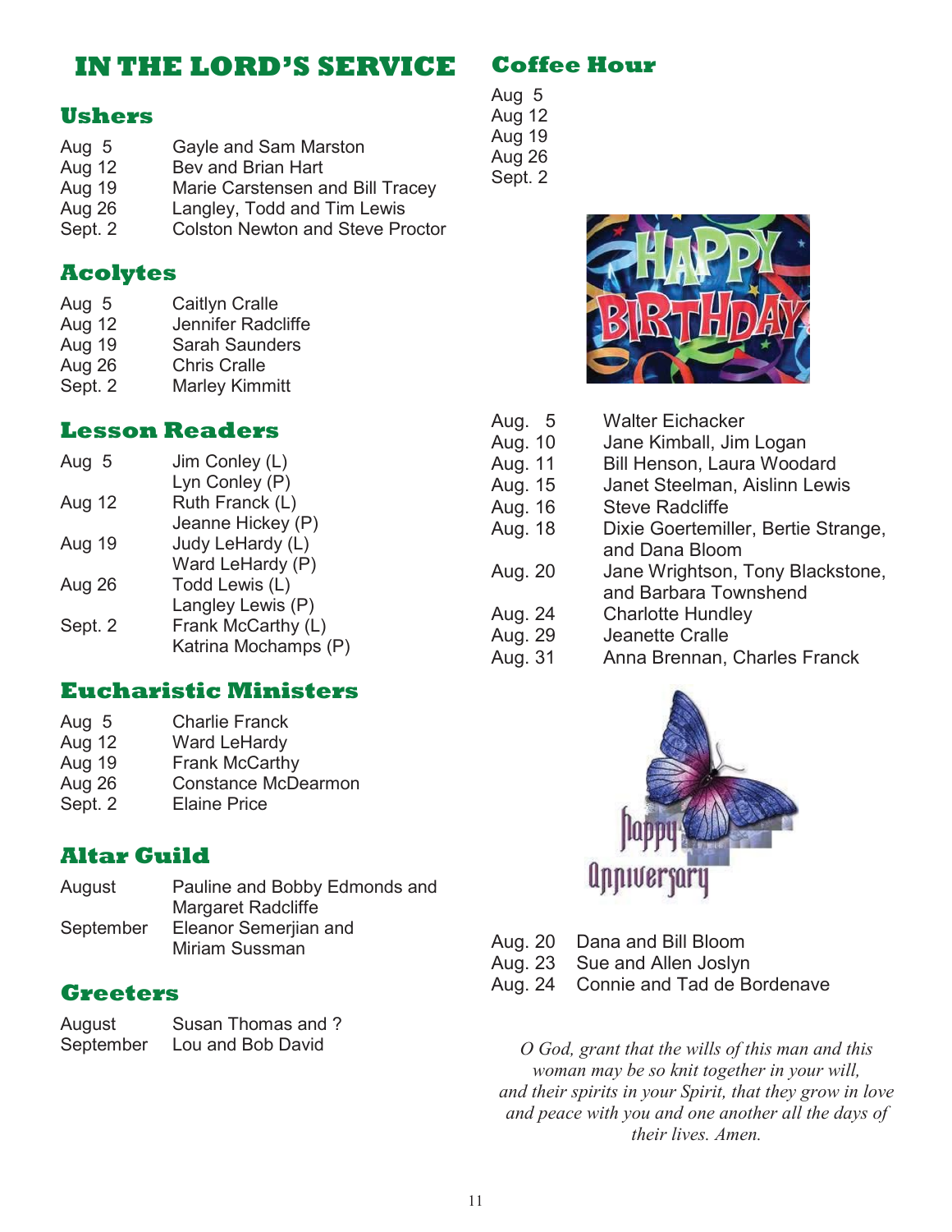# IN THE LORD'S SERVICE

## Ushers

| | |
|---|---|
| Aug 5 | Gayle and Sam Marston |
| Aug 12 | Bev and Brian Hart |
| Aug 19 | Marie Carstensen and Bill Tracey |
| Aug 26 | Langley, Todd and Tim Lewis |
| Sept. 2 | Colston Newton and Steve Proctor |

## Acolytes

| | |
|---|---|
| Aug 5 | Caitlyn Cralle |
| Aug 12 | Jennifer Radcliffe |
| Aug 19 | Sarah Saunders |
| Aug 26 | Chris Cralle |
| Sept. 2 | Marley Kimmitt |

## Lesson Readers

| | |
|---|---|
| Aug 5 | Jim Conley (L)<br>Lyn Conley (P) |
| Aug 12 | Ruth Franck (L)<br>Jeanne Hickey (P) |
| Aug 19 | Judy LeHardy (L)<br>Ward LeHardy (P) |
| Aug 26 | Todd Lewis (L)<br>Langley Lewis (P) |
| Sept. 2 | Frank McCarthy (L)<br>Katrina Mochamps (P) |

## Eucharistic Ministers

| | |
|---|---|
| Aug 5 | Charlie Franck |
| Aug 12 | Ward LeHardy |
| Aug 19 | Frank McCarthy |
| Aug 26 | Constance McDearmon |
| Sept. 2 | Elaine Price |

## Altar Guild

| | |
|---|---|
| August | Pauline and Bobby Edmonds and Margaret Radcliffe |
| September | Eleanor Semerjian and Miriam Sussman |

## Greeters

| | |
|---|---|
| August | Susan Thomas and ? |
| September | Lou and Bob David |

## Coffee Hour

Aug 5
Aug 12
Aug 19
Aug 26
Sept. 2

## Happy Birthday

| | |
|---|---|
| Aug. 5 | Walter Eichacker |
| Aug. 10 | Jane Kimball, Jim Logan |
| Aug. 11 | Bill Henson, Laura Woodard |
| Aug. 15 | Janet Steelman, Aislinn Lewis |
| Aug. 16 | Steve Radcliffe |
| Aug. 18 | Dixie Goertemiller, Bertie Strange, and Dana Bloom |
| Aug. 20 | Jane Wrightson, Tony Blackstone, and Barbara Townshend |
| Aug. 24 | Charlotte Hundley |
| Aug. 29 | Jeanette Cralle |
| Aug. 31 | Anna Brennan, Charles Franck |

## Happy Anniversary

| | |
|---|---|
| Aug. 20 | Dana and Bill Bloom |
| Aug. 23 | Sue and Allen Joslyn |
| Aug. 24 | Connie and Tad de Bordenave |

*O God, grant that the wills of this man and this woman may be so knit together in your will, and their spirits in your Spirit, that they grow in love and peace with you and one another all the days of their lives. Amen.*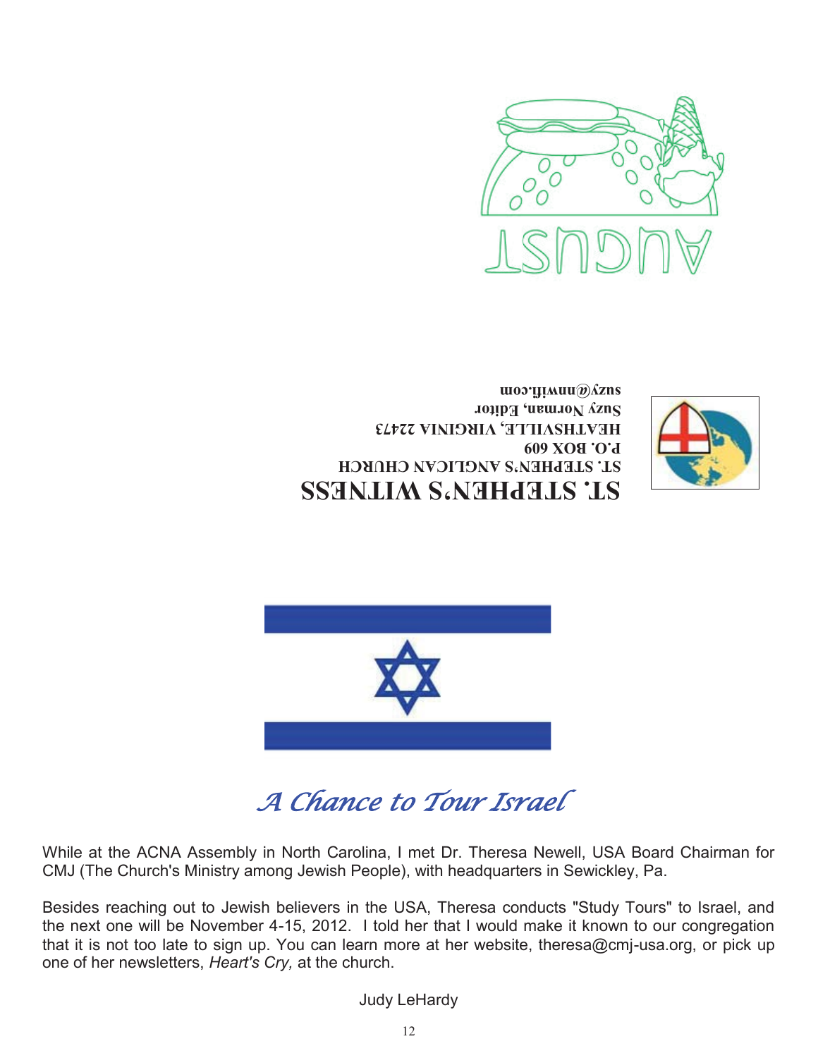AUGUST

**ST. STEPHEN'S WITNESS**
**ST. STEPHEN'S ANGLICAN CHURCH**
**P.O. BOX 609**
**HEATHSVILLE, VIRGINIA 22473**
**Suzy Norman, Editor**
**suzy@nnwifi.com**

# *A Chance to Tour Israel*

While at the ACNA Assembly in North Carolina, I met Dr. Theresa Newell, USA Board Chairman for CMJ (The Church's Ministry among Jewish People), with headquarters in Sewickley, Pa.

Besides reaching out to Jewish believers in the USA, Theresa conducts "Study Tours" to Israel, and the next one will be November 4-15, 2012. I told her that I would make it known to our congregation that it is not too late to sign up. You can learn more at her website, theresa@cmj-usa.org, or pick up one of her newsletters, *Heart's Cry,* at the church.

Judy LeHardy